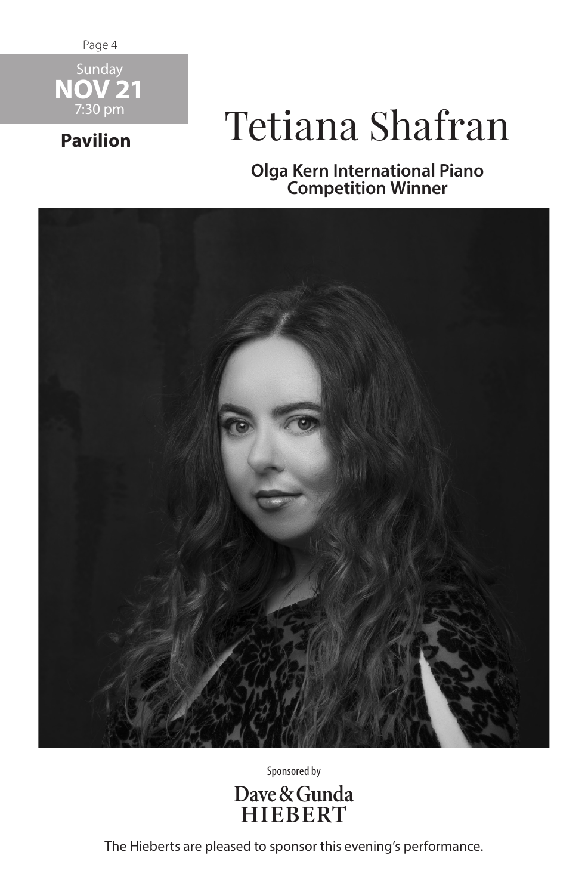Sunday
**NOV 21**
7:30 pm

**Pavilion**

# Tetiana Shafran

**Olga Kern International Piano Competition Winner**

Sponsored by

Dave & Gunda
HIEBERT

The Hieberts are pleased to sponsor this evening's performance.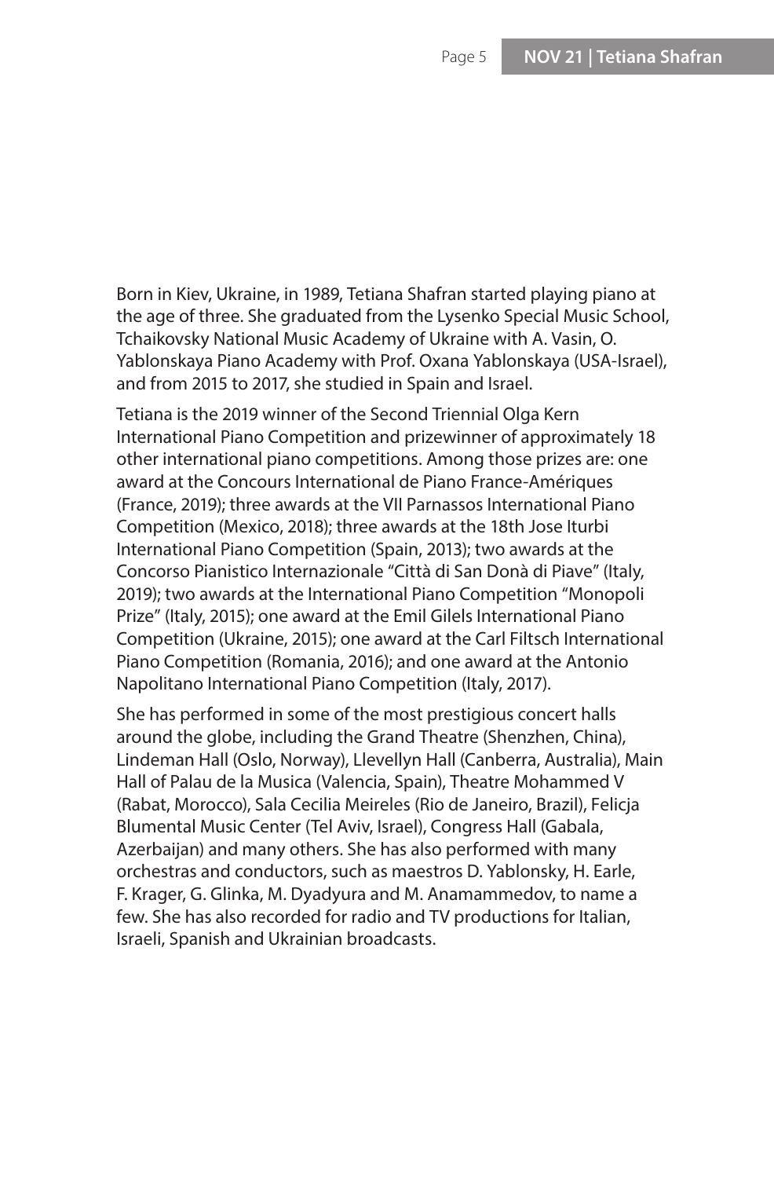Born in Kiev, Ukraine, in 1989, Tetiana Shafran started playing piano at the age of three. She graduated from the Lysenko Special Music School, Tchaikovsky National Music Academy of Ukraine with A. Vasin, O. Yablonskaya Piano Academy with Prof. Oxana Yablonskaya (USA-Israel), and from 2015 to 2017, she studied in Spain and Israel.

Tetiana is the 2019 winner of the Second Triennial Olga Kern International Piano Competition and prizewinner of approximately 18 other international piano competitions. Among those prizes are: one award at the Concours International de Piano France-Amériques (France, 2019); three awards at the VII Parnassos International Piano Competition (Mexico, 2018); three awards at the 18th Jose Iturbi International Piano Competition (Spain, 2013); two awards at the Concorso Pianistico Internazionale "Città di San Donà di Piave" (Italy, 2019); two awards at the International Piano Competition "Monopoli Prize" (Italy, 2015); one award at the Emil Gilels International Piano Competition (Ukraine, 2015); one award at the Carl Filtsch International Piano Competition (Romania, 2016); and one award at the Antonio Napolitano International Piano Competition (Italy, 2017).

She has performed in some of the most prestigious concert halls around the globe, including the Grand Theatre (Shenzhen, China), Lindeman Hall (Oslo, Norway), Llevellyn Hall (Canberra, Australia), Main Hall of Palau de la Musica (Valencia, Spain), Theatre Mohammed V (Rabat, Morocco), Sala Cecilia Meireles (Rio de Janeiro, Brazil), Felicja Blumental Music Center (Tel Aviv, Israel), Congress Hall (Gabala, Azerbaijan) and many others. She has also performed with many orchestras and conductors, such as maestros D. Yablonsky, H. Earle, F. Krager, G. Glinka, M. Dyadyura and M. Anamammedov, to name a few. She has also recorded for radio and TV productions for Italian, Israeli, Spanish and Ukrainian broadcasts.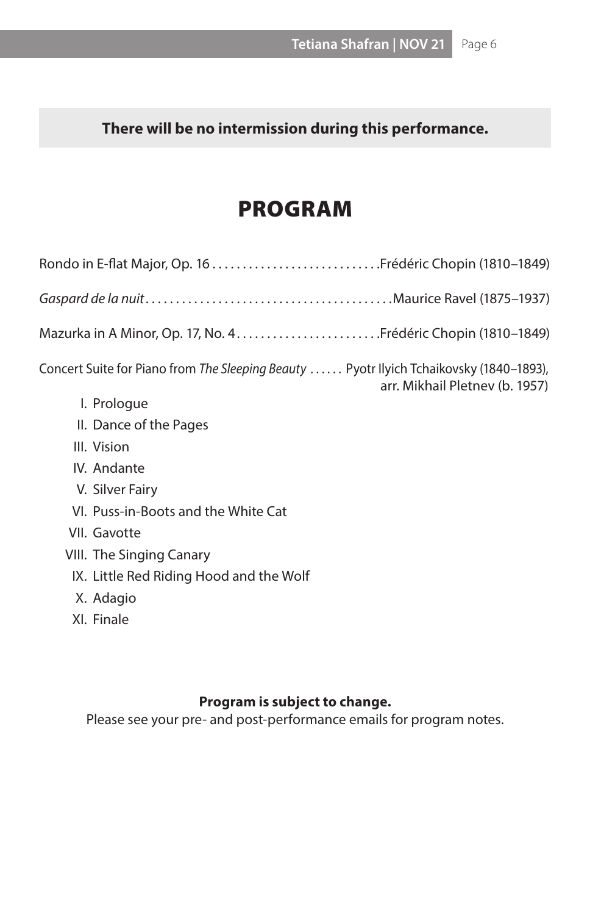**There will be no intermission during this performance.**

# PROGRAM

Rondo in E-flat Major, Op. 16 . . . . . . . . . . . . . . . . . . . . . . . . . . .Frédéric Chopin (1810–1849)

*Gaspard de la nuit* . . . . . . . . . . . . . . . . . . . . . . . . . . . . . . . . . . . . . . . .Maurice Ravel (1875–1937)

Mazurka in A Minor, Op. 17, No. 4 . . . . . . . . . . . . . . . . . . . . . . . .Frédéric Chopin (1810–1849)

Concert Suite for Piano from *The Sleeping Beauty* . . . . . . Pyotr Ilyich Tchaikovsky (1840–1893), arr. Mikhail Pletnev (b. 1957)

- I. Prologue
- II. Dance of the Pages
- III. Vision
- IV. Andante
- V. Silver Fairy
- VI. Puss-in-Boots and the White Cat
- VII. Gavotte
- VIII. The Singing Canary
- IX. Little Red Riding Hood and the Wolf
- X. Adagio
- XI. Finale

**Program is subject to change.**

Please see your pre- and post-performance emails for program notes.